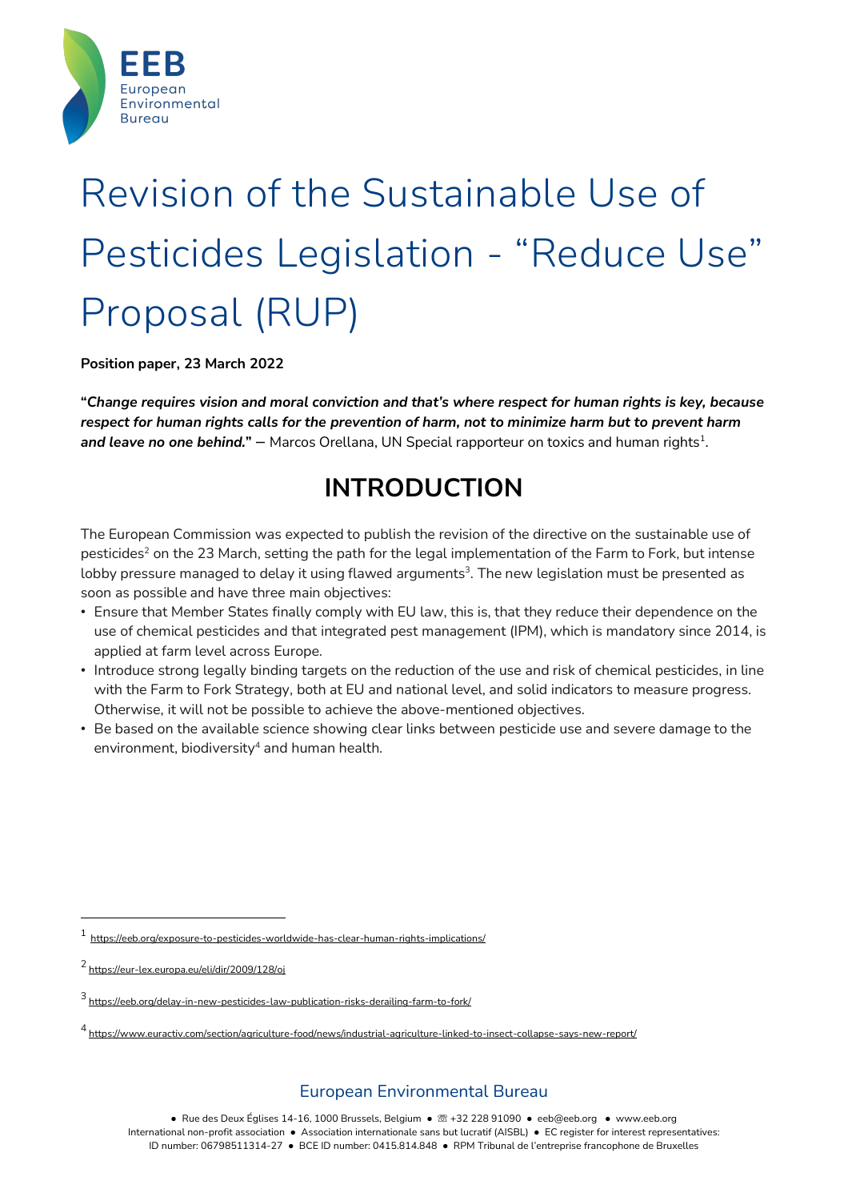# Revision of the Sustainable Use of Pesticides Legislation - "Reduce Use" Proposal (RUP)

**Position paper, 23 March 2022**

**"*Change requires vision and moral conviction and that's where respect for human rights is key, because respect for human rights calls for the prevention of harm, not to minimize harm but to prevent harm and leave no one behind.*"** – Marcos Orellana, UN Special rapporteur on toxics and human rights[1].

## INTRODUCTION

The European Commission was expected to publish the revision of the directive on the sustainable use of pesticides[2] on the 23 March, setting the path for the legal implementation of the Farm to Fork, but intense lobby pressure managed to delay it using flawed arguments[3]. The new legislation must be presented as soon as possible and have three main objectives:

- Ensure that Member States finally comply with EU law, this is, that they reduce their dependence on the use of chemical pesticides and that integrated pest management (IPM), which is mandatory since 2014, is applied at farm level across Europe.
- Introduce strong legally binding targets on the reduction of the use and risk of chemical pesticides, in line with the Farm to Fork Strategy, both at EU and national level, and solid indicators to measure progress. Otherwise, it will not be possible to achieve the above-mentioned objectives.
- Be based on the available science showing clear links between pesticide use and severe damage to the environment, biodiversity[4] and human health.

---

[1] https://eeb.org/exposure-to-pesticides-worldwide-has-clear-human-rights-implications/

[2] https://eur-lex.europa.eu/eli/dir/2009/128/oj

[3] https://eeb.org/delay-in-new-pesticides-law-publication-risks-derailing-farm-to-fork/

[4] https://www.euractiv.com/section/agriculture-food/news/industrial-agriculture-linked-to-insect-collapse-says-new-report/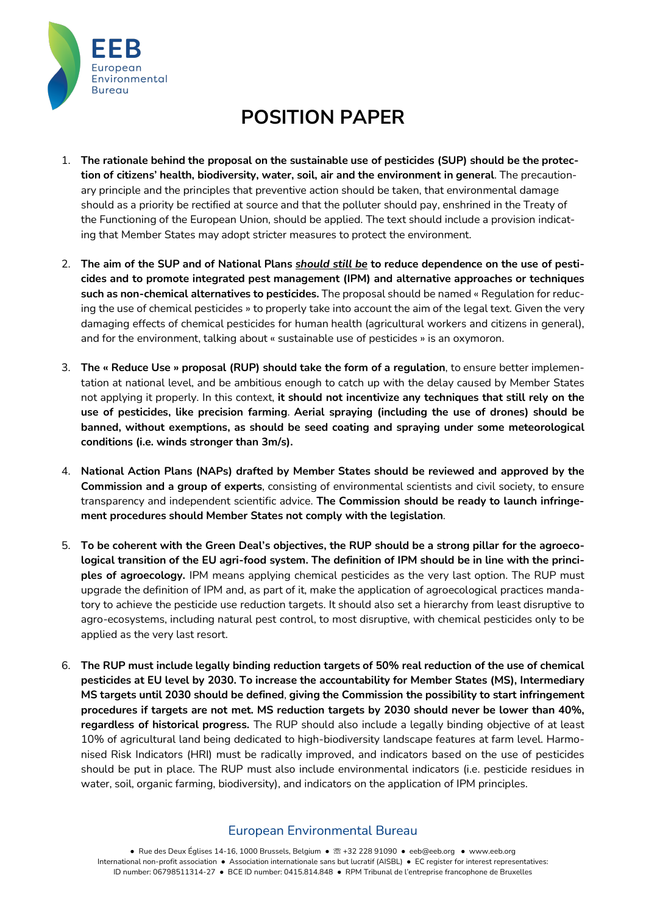# POSITION PAPER

1. **The rationale behind the proposal on the sustainable use of pesticides (SUP) should be the protection of citizens' health, biodiversity, water, soil, air and the environment in general**. The precautionary principle and the principles that preventive action should be taken, that environmental damage should as a priority be rectified at source and that the polluter should pay, enshrined in the Treaty of the Functioning of the European Union, should be applied. The text should include a provision indicating that Member States may adopt stricter measures to protect the environment.

2. **The aim of the SUP and of National Plans _should still be_ to reduce dependence on the use of pesticides and to promote integrated pest management (IPM) and alternative approaches or techniques such as non-chemical alternatives to pesticides.** The proposal should be named « Regulation for reducing the use of chemical pesticides » to properly take into account the aim of the legal text. Given the very damaging effects of chemical pesticides for human health (agricultural workers and citizens in general), and for the environment, talking about « sustainable use of pesticides » is an oxymoron.

3. **The « Reduce Use » proposal (RUP) should take the form of a regulation**, to ensure better implementation at national level, and be ambitious enough to catch up with the delay caused by Member States not applying it properly. In this context, **it should not incentivize any techniques that still rely on the use of pesticides, like precision farming**. **Aerial spraying (including the use of drones) should be banned, without exemptions, as should be seed coating and spraying under some meteorological conditions (i.e. winds stronger than 3m/s).**

4. **National Action Plans (NAPs) drafted by Member States should be reviewed and approved by the Commission and a group of experts**, consisting of environmental scientists and civil society, to ensure transparency and independent scientific advice. **The Commission should be ready to launch infringement procedures should Member States not comply with the legislation**.

5. **To be coherent with the Green Deal's objectives, the RUP should be a strong pillar for the agroecological transition of the EU agri-food system. The definition of IPM should be in line with the principles of agroecology.** IPM means applying chemical pesticides as the very last option. The RUP must upgrade the definition of IPM and, as part of it, make the application of agroecological practices mandatory to achieve the pesticide use reduction targets. It should also set a hierarchy from least disruptive to agro-ecosystems, including natural pest control, to most disruptive, with chemical pesticides only to be applied as the very last resort.

6. **The RUP must include legally binding reduction targets of 50% real reduction of the use of chemical pesticides at EU level by 2030. To increase the accountability for Member States (MS), Intermediary MS targets until 2030 should be defined**, **giving the Commission the possibility to start infringement procedures if targets are not met. MS reduction targets by 2030 should never be lower than 40%, regardless of historical progress.** The RUP should also include a legally binding objective of at least 10% of agricultural land being dedicated to high-biodiversity landscape features at farm level. Harmonised Risk Indicators (HRI) must be radically improved, and indicators based on the use of pesticides should be put in place. The RUP must also include environmental indicators (i.e. pesticide residues in water, soil, organic farming, biodiversity), and indicators on the application of IPM principles.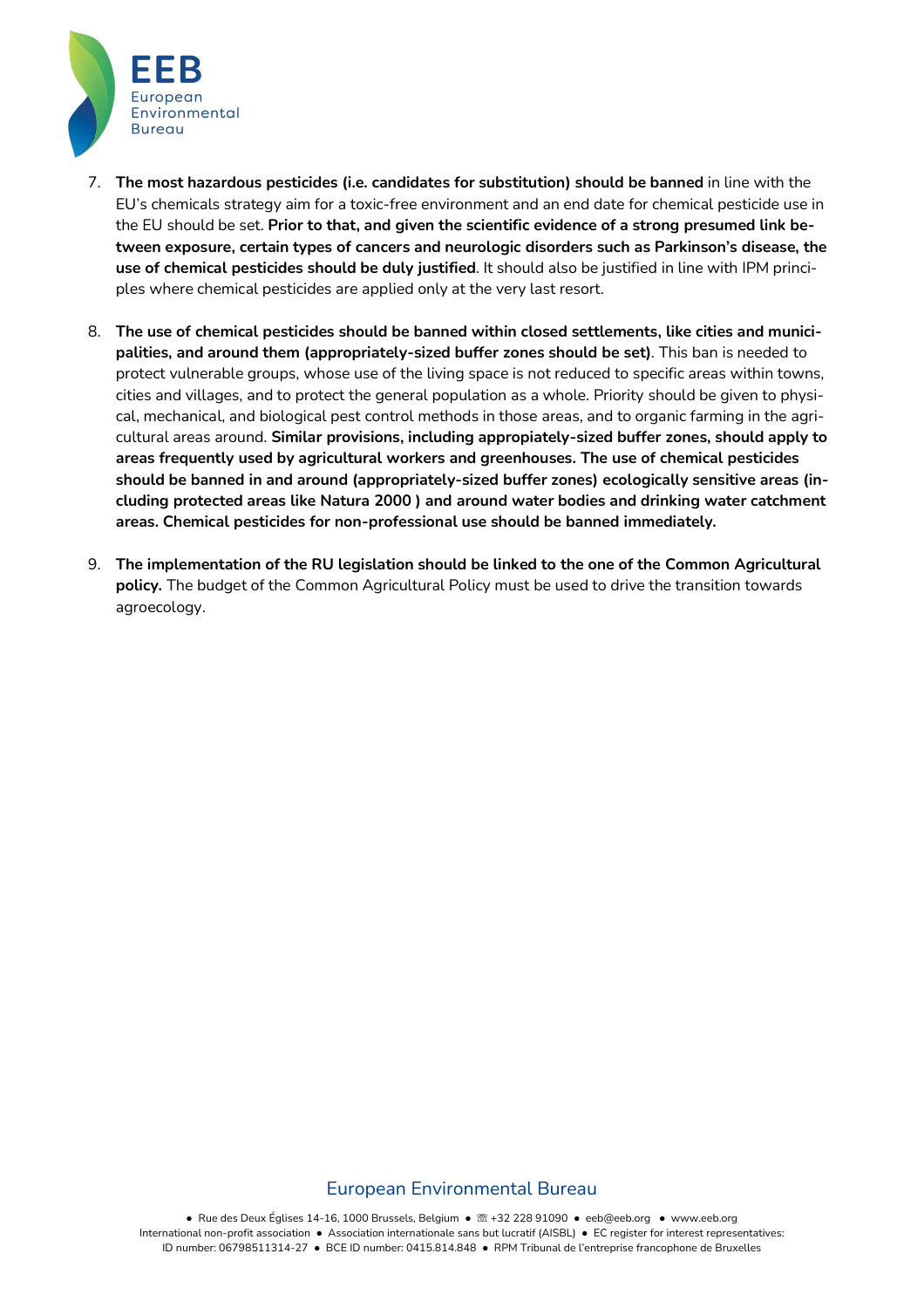7. **The most hazardous pesticides (i.e. candidates for substitution) should be banned** in line with the EU's chemicals strategy aim for a toxic-free environment and an end date for chemical pesticide use in the EU should be set. **Prior to that, and given the scientific evidence of a strong presumed link between exposure, certain types of cancers and neurologic disorders such as Parkinson's disease, the use of chemical pesticides should be duly justified**. It should also be justified in line with IPM principles where chemical pesticides are applied only at the very last resort.

8. **The use of chemical pesticides should be banned within closed settlements, like cities and municipalities, and around them (appropriately-sized buffer zones should be set)**. This ban is needed to protect vulnerable groups, whose use of the living space is not reduced to specific areas within towns, cities and villages, and to protect the general population as a whole. Priority should be given to physical, mechanical, and biological pest control methods in those areas, and to organic farming in the agricultural areas around. **Similar provisions, including appropiately-sized buffer zones, should apply to areas frequently used by agricultural workers and greenhouses. The use of chemical pesticides should be banned in and around (appropriately-sized buffer zones) ecologically sensitive areas (including protected areas like Natura 2000 ) and around water bodies and drinking water catchment areas. Chemical pesticides for non-professional use should be banned immediately.**

9. **The implementation of the RU legislation should be linked to the one of the Common Agricultural policy.** The budget of the Common Agricultural Policy must be used to drive the transition towards agroecology.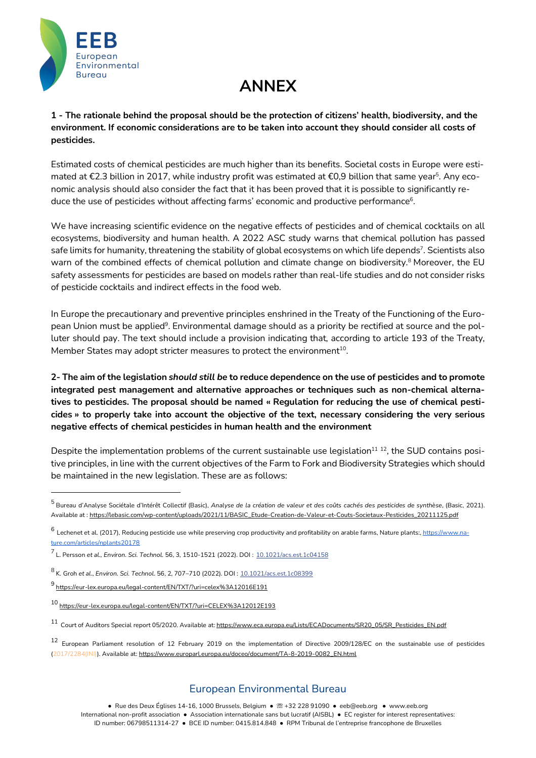# ANNEX

**1 - The rationale behind the proposal should be the protection of citizens' health, biodiversity, and the environment. If economic considerations are to be taken into account they should consider all costs of pesticides.**

Estimated costs of chemical pesticides are much higher than its benefits. Societal costs in Europe were estimated at €2.3 billion in 2017, while industry profit was estimated at €0,9 billion that same year[5]. Any economic analysis should also consider the fact that it has been proved that it is possible to significantly reduce the use of pesticides without affecting farms' economic and productive performance[6].

We have increasing scientific evidence on the negative effects of pesticides and of chemical cocktails on all ecosystems, biodiversity and human health. A 2022 ASC study warns that chemical pollution has passed safe limits for humanity, threatening the stability of global ecosystems on which life depends[7]. Scientists also warn of the combined effects of chemical pollution and climate change on biodiversity.[8] Moreover, the EU safety assessments for pesticides are based on models rather than real-life studies and do not consider risks of pesticide cocktails and indirect effects in the food web.

In Europe the precautionary and preventive principles enshrined in the Treaty of the Functioning of the European Union must be applied[9]. Environmental damage should as a priority be rectified at source and the polluter should pay. The text should include a provision indicating that, according to article 193 of the Treaty, Member States may adopt stricter measures to protect the environment[10].

**2- The aim of the legislation *should still be* to reduce dependence on the use of pesticides and to promote integrated pest management and alternative approaches or techniques such as non-chemical alternatives to pesticides. The proposal should be named « Regulation for reducing the use of chemical pesticides » to properly take into account the objective of the text, necessary considering the very serious negative effects of chemical pesticides in human health and the environment**

Despite the implementation problems of the current sustainable use legislation[11] [12], the SUD contains positive principles, in line with the current objectives of the Farm to Fork and Biodiversity Strategies which should be maintained in the new legislation. These are as follows:

---

[5] Bureau d'Analyse Sociétale d'Intérêt Collectif (Basic), *Analyse de la création de valeur et des coûts cachés des pesticides de synthèse*, (Basic, 2021). Available at : https://lebasic.com/wp-content/uploads/2021/11/BASIC_Etude-Creation-de-Valeur-et-Couts-Societaux-Pesticides_20211125.pdf

[6] Lechenet et al. (2017), Reducing pesticide use while preserving crop productivity and profitability on arable farms, Nature plants:, https://www.nature.com/articles/nplants20178

[7] L. Persson *et al., Environ. Sci. Technol.* 56, 3, 1510-1521 (2022). DOI : 10.1021/acs.est.1c04158

[8] K. Groh *et al*., *Environ. Sci. Technol*. 56, 2, 707–710 (2022). DOI : 10.1021/acs.est.1c08399

[9] https://eur-lex.europa.eu/legal-content/EN/TXT/?uri=celex%3A12016E191

[10] https://eur-lex.europa.eu/legal-content/EN/TXT/?uri=CELEX%3A12012E193

[11] Court of Auditors Special report 05/2020. Available at: https://www.eca.europa.eu/Lists/ECADocuments/SR20_05/SR_Pesticides_EN.pdf

[12] European Parliament resolution of 12 February 2019 on the implementation of Directive 2009/128/EC on the sustainable use of pesticides (2017/2284(INI)). Available at: https://www.europarl.europa.eu/doceo/document/TA-8-2019-0082_EN.html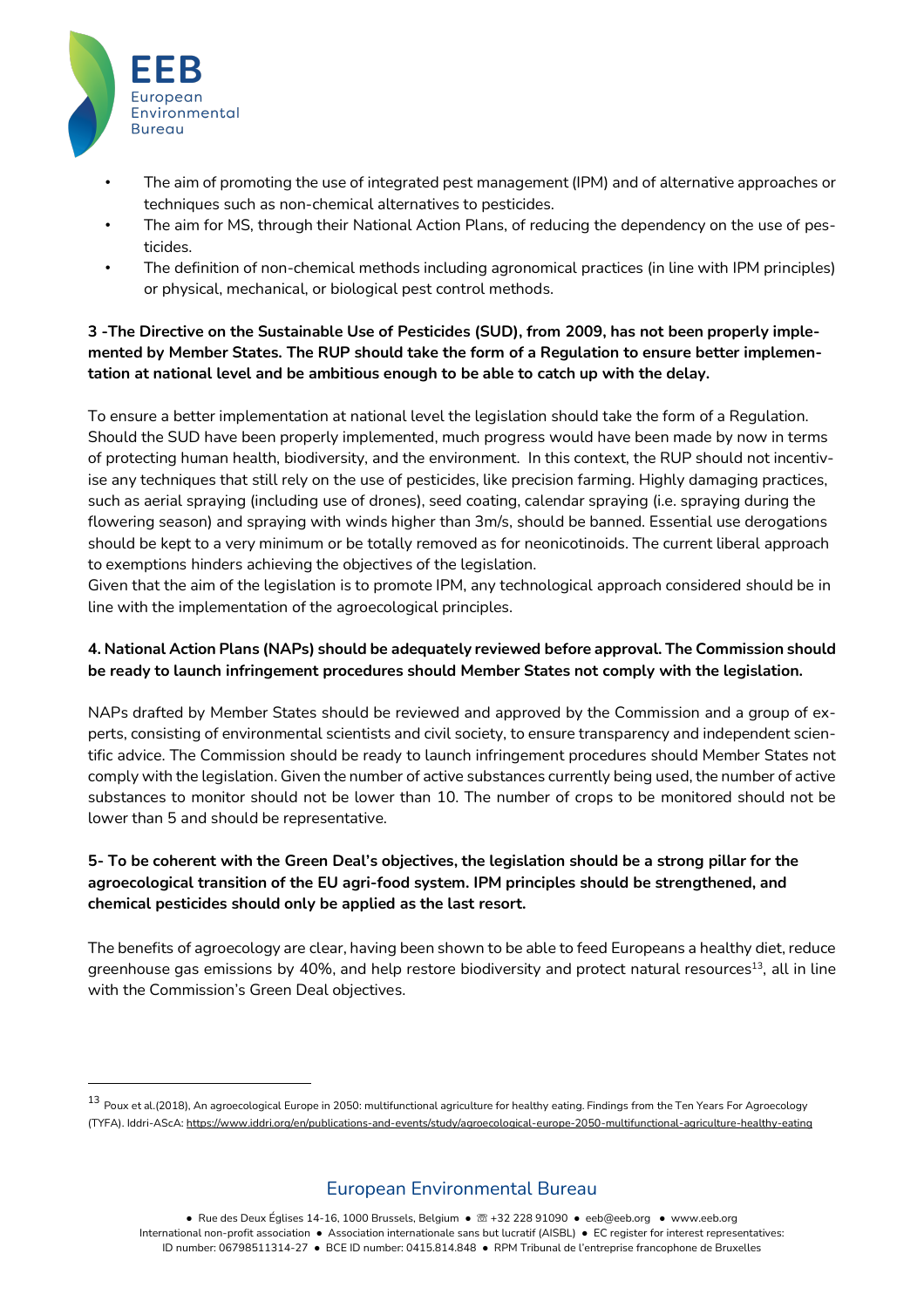- The aim of promoting the use of integrated pest management (IPM) and of alternative approaches or techniques such as non-chemical alternatives to pesticides.
- The aim for MS, through their National Action Plans, of reducing the dependency on the use of pesticides.
- The definition of non-chemical methods including agronomical practices (in line with IPM principles) or physical, mechanical, or biological pest control methods.

**3 -The Directive on the Sustainable Use of Pesticides (SUD), from 2009, has not been properly implemented by Member States. The RUP should take the form of a Regulation to ensure better implementation at national level and be ambitious enough to be able to catch up with the delay.**

To ensure a better implementation at national level the legislation should take the form of a Regulation. Should the SUD have been properly implemented, much progress would have been made by now in terms of protecting human health, biodiversity, and the environment. In this context, the RUP should not incentivise any techniques that still rely on the use of pesticides, like precision farming. Highly damaging practices, such as aerial spraying (including use of drones), seed coating, calendar spraying (i.e. spraying during the flowering season) and spraying with winds higher than 3m/s, should be banned. Essential use derogations should be kept to a very minimum or be totally removed as for neonicotinoids. The current liberal approach to exemptions hinders achieving the objectives of the legislation.
Given that the aim of the legislation is to promote IPM, any technological approach considered should be in line with the implementation of the agroecological principles.

**4. National Action Plans (NAPs) should be adequately reviewed before approval. The Commission should be ready to launch infringement procedures should Member States not comply with the legislation.**

NAPs drafted by Member States should be reviewed and approved by the Commission and a group of experts, consisting of environmental scientists and civil society, to ensure transparency and independent scientific advice. The Commission should be ready to launch infringement procedures should Member States not comply with the legislation. Given the number of active substances currently being used, the number of active substances to monitor should not be lower than 10. The number of crops to be monitored should not be lower than 5 and should be representative.

**5- To be coherent with the Green Deal's objectives, the legislation should be a strong pillar for the agroecological transition of the EU agri-food system. IPM principles should be strengthened, and chemical pesticides should only be applied as the last resort.**

The benefits of agroecology are clear, having been shown to be able to feed Europeans a healthy diet, reduce greenhouse gas emissions by 40%, and help restore biodiversity and protect natural resources[13], all in line with the Commission's Green Deal objectives.

[13] Poux et al.(2018), An agroecological Europe in 2050: multifunctional agriculture for healthy eating. Findings from the Ten Years For Agroecology (TYFA). Iddri-AScA: https://www.iddri.org/en/publications-and-events/study/agroecological-europe-2050-multifunctional-agriculture-healthy-eating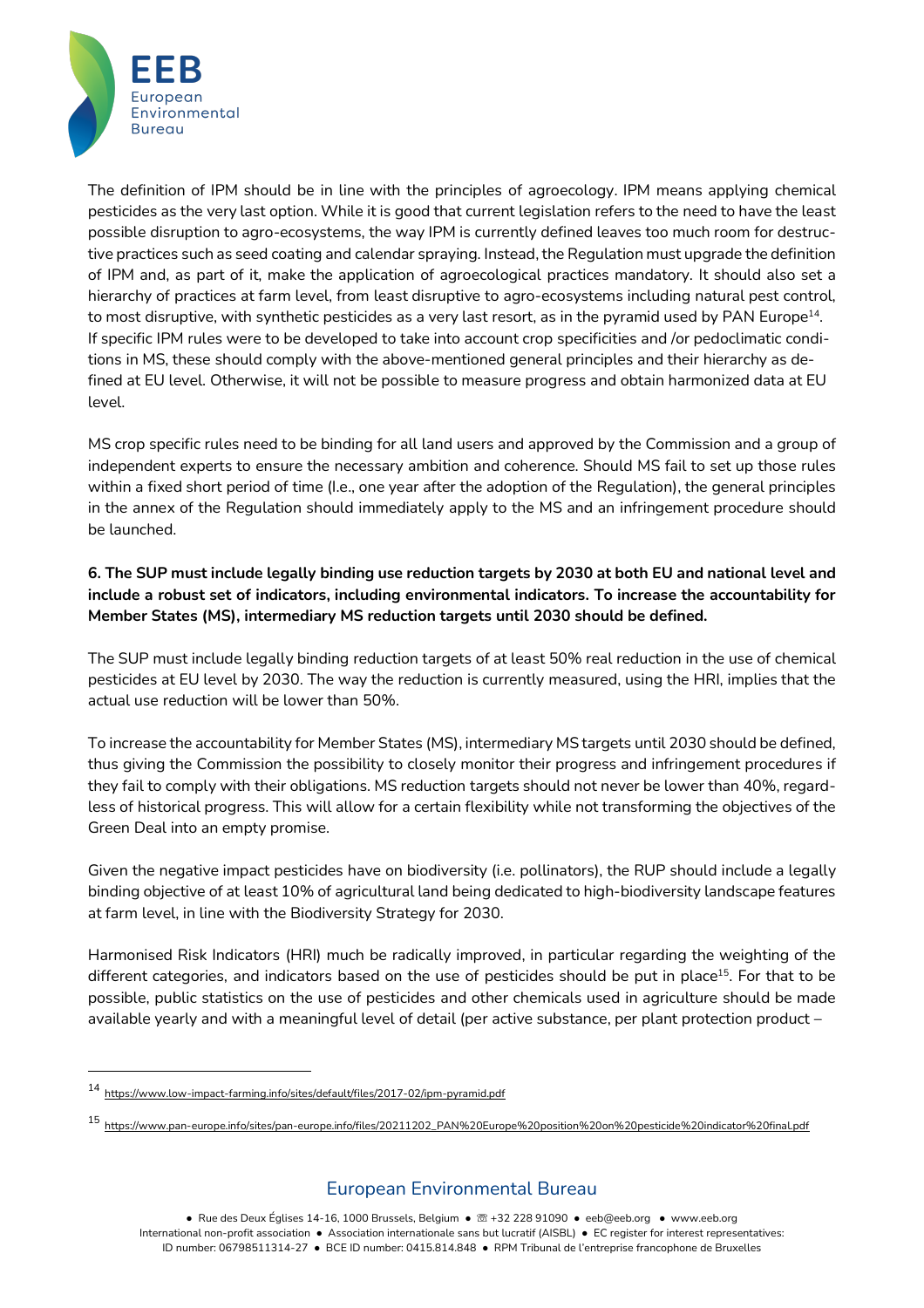The definition of IPM should be in line with the principles of agroecology. IPM means applying chemical pesticides as the very last option. While it is good that current legislation refers to the need to have the least possible disruption to agro-ecosystems, the way IPM is currently defined leaves too much room for destructive practices such as seed coating and calendar spraying. Instead, the Regulation must upgrade the definition of IPM and, as part of it, make the application of agroecological practices mandatory. It should also set a hierarchy of practices at farm level, from least disruptive to agro-ecosystems including natural pest control, to most disruptive, with synthetic pesticides as a very last resort, as in the pyramid used by PAN Europe[14]. If specific IPM rules were to be developed to take into account crop specificities and /or pedoclimatic conditions in MS, these should comply with the above-mentioned general principles and their hierarchy as defined at EU level. Otherwise, it will not be possible to measure progress and obtain harmonized data at EU level.

MS crop specific rules need to be binding for all land users and approved by the Commission and a group of independent experts to ensure the necessary ambition and coherence. Should MS fail to set up those rules within a fixed short period of time (I.e., one year after the adoption of the Regulation), the general principles in the annex of the Regulation should immediately apply to the MS and an infringement procedure should be launched.

**6. The SUP must include legally binding use reduction targets by 2030 at both EU and national level and include a robust set of indicators, including environmental indicators. To increase the accountability for Member States (MS), intermediary MS reduction targets until 2030 should be defined.**

The SUP must include legally binding reduction targets of at least 50% real reduction in the use of chemical pesticides at EU level by 2030. The way the reduction is currently measured, using the HRI, implies that the actual use reduction will be lower than 50%.

To increase the accountability for Member States (MS), intermediary MS targets until 2030 should be defined, thus giving the Commission the possibility to closely monitor their progress and infringement procedures if they fail to comply with their obligations. MS reduction targets should not never be lower than 40%, regardless of historical progress. This will allow for a certain flexibility while not transforming the objectives of the Green Deal into an empty promise.

Given the negative impact pesticides have on biodiversity (i.e. pollinators), the RUP should include a legally binding objective of at least 10% of agricultural land being dedicated to high-biodiversity landscape features at farm level, in line with the Biodiversity Strategy for 2030.

Harmonised Risk Indicators (HRI) much be radically improved, in particular regarding the weighting of the different categories, and indicators based on the use of pesticides should be put in place[15]. For that to be possible, public statistics on the use of pesticides and other chemicals used in agriculture should be made available yearly and with a meaningful level of detail (per active substance, per plant protection product –

[14] https://www.low-impact-farming.info/sites/default/files/2017-02/ipm-pyramid.pdf

[15] https://www.pan-europe.info/sites/pan-europe.info/files/20211202_PAN%20Europe%20position%20on%20pesticide%20indicator%20final.pdf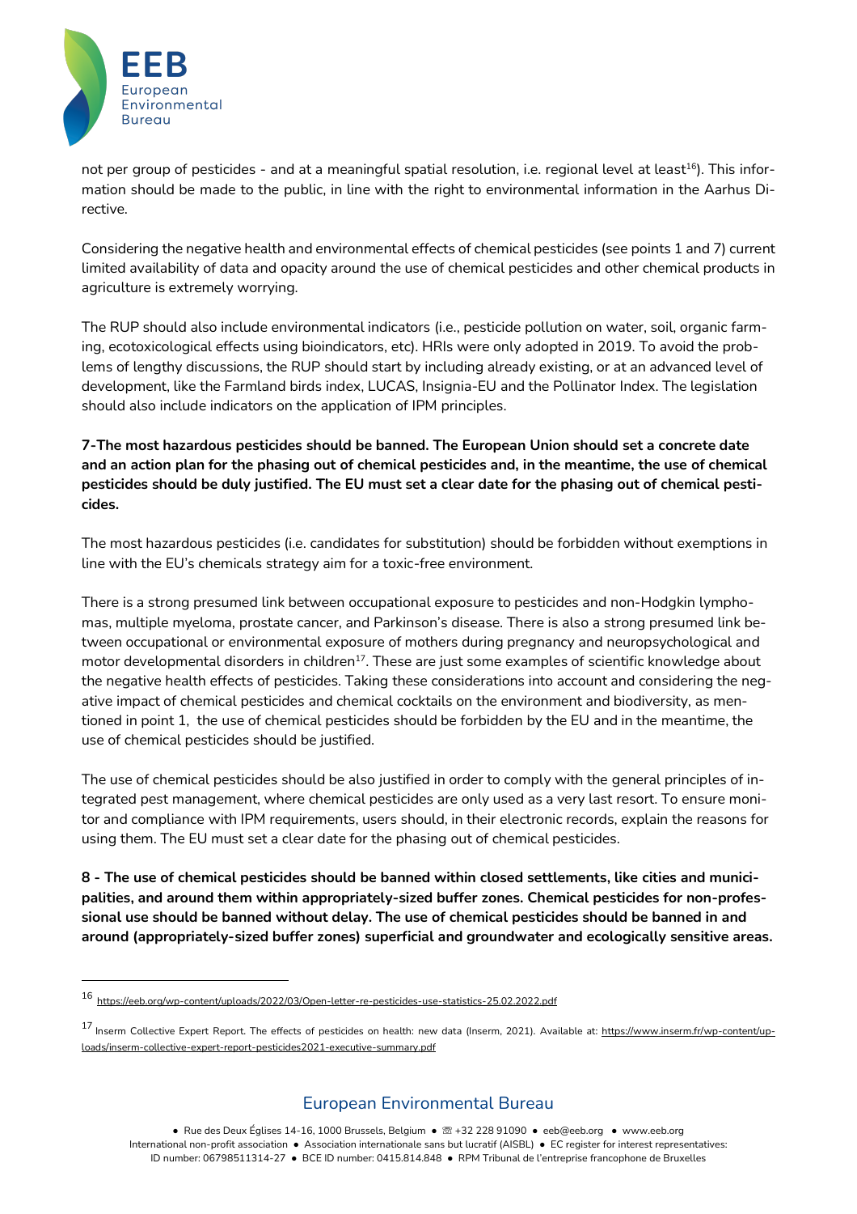not per group of pesticides - and at a meaningful spatial resolution, i.e. regional level at least[16]). This information should be made to the public, in line with the right to environmental information in the Aarhus Directive.

Considering the negative health and environmental effects of chemical pesticides (see points 1 and 7) current limited availability of data and opacity around the use of chemical pesticides and other chemical products in agriculture is extremely worrying.

The RUP should also include environmental indicators (i.e., pesticide pollution on water, soil, organic farming, ecotoxicological effects using bioindicators, etc). HRIs were only adopted in 2019. To avoid the problems of lengthy discussions, the RUP should start by including already existing, or at an advanced level of development, like the Farmland birds index, LUCAS, Insignia-EU and the Pollinator Index. The legislation should also include indicators on the application of IPM principles.

**7-The most hazardous pesticides should be banned. The European Union should set a concrete date and an action plan for the phasing out of chemical pesticides and, in the meantime, the use of chemical pesticides should be duly justified. The EU must set a clear date for the phasing out of chemical pesticides.**

The most hazardous pesticides (i.e. candidates for substitution) should be forbidden without exemptions in line with the EU's chemicals strategy aim for a toxic-free environment.

There is a strong presumed link between occupational exposure to pesticides and non-Hodgkin lymphomas, multiple myeloma, prostate cancer, and Parkinson's disease. There is also a strong presumed link between occupational or environmental exposure of mothers during pregnancy and neuropsychological and motor developmental disorders in children[17]. These are just some examples of scientific knowledge about the negative health effects of pesticides. Taking these considerations into account and considering the negative impact of chemical pesticides and chemical cocktails on the environment and biodiversity, as mentioned in point 1, the use of chemical pesticides should be forbidden by the EU and in the meantime, the use of chemical pesticides should be justified.

The use of chemical pesticides should be also justified in order to comply with the general principles of integrated pest management, where chemical pesticides are only used as a very last resort. To ensure monitor and compliance with IPM requirements, users should, in their electronic records, explain the reasons for using them. The EU must set a clear date for the phasing out of chemical pesticides.

**8 - The use of chemical pesticides should be banned within closed settlements, like cities and municipalities, and around them within appropriately-sized buffer zones. Chemical pesticides for non-professional use should be banned without delay. The use of chemical pesticides should be banned in and around (appropriately-sized buffer zones) superficial and groundwater and ecologically sensitive areas.**

---

[16] https://eeb.org/wp-content/uploads/2022/03/Open-letter-re-pesticides-use-statistics-25.02.2022.pdf

[17] Inserm Collective Expert Report. The effects of pesticides on health: new data (Inserm, 2021). Available at: https://www.inserm.fr/wp-content/uploads/inserm-collective-expert-report-pesticides2021-executive-summary.pdf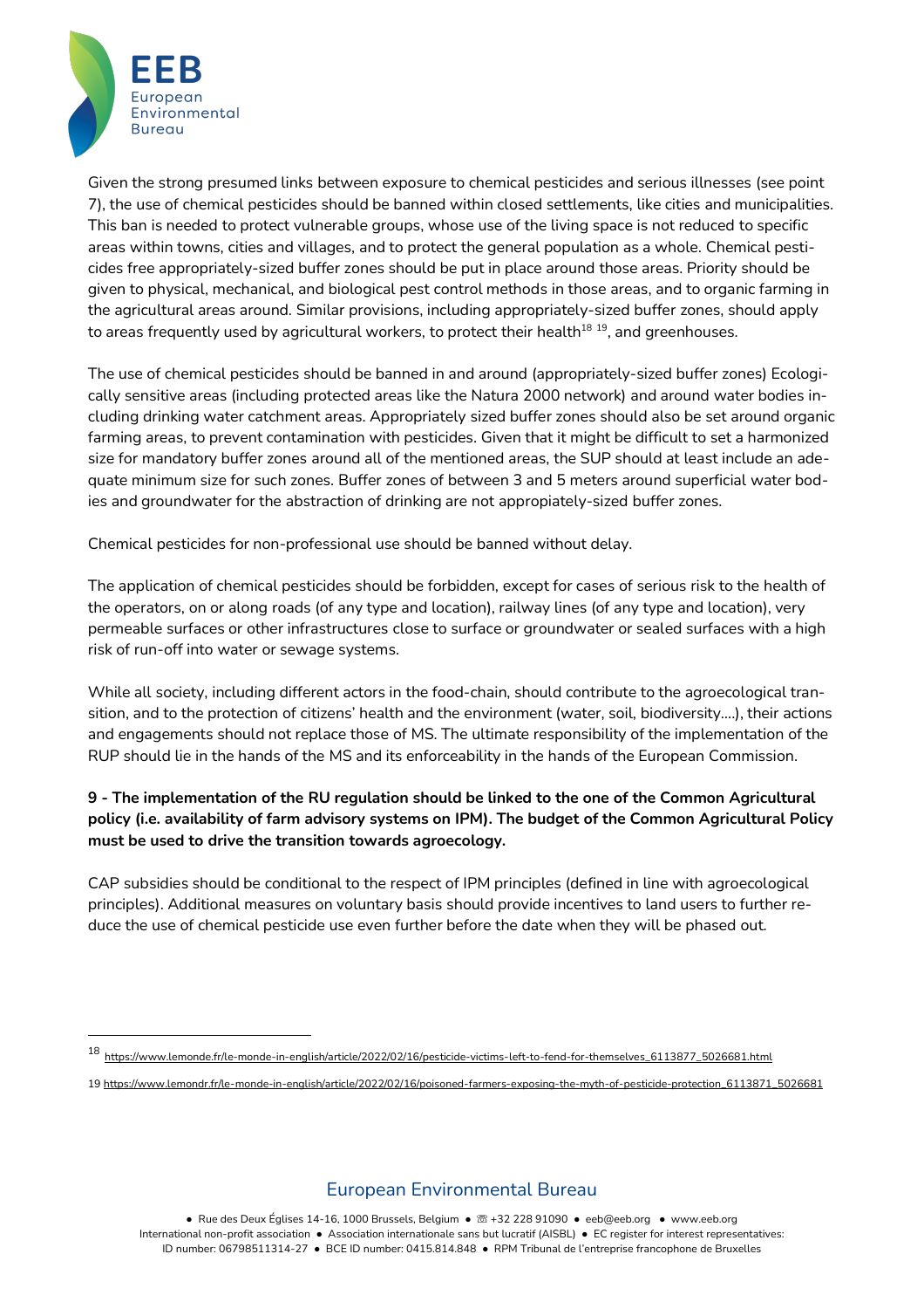Given the strong presumed links between exposure to chemical pesticides and serious illnesses (see point 7), the use of chemical pesticides should be banned within closed settlements, like cities and municipalities. This ban is needed to protect vulnerable groups, whose use of the living space is not reduced to specific areas within towns, cities and villages, and to protect the general population as a whole. Chemical pesticides free appropriately-sized buffer zones should be put in place around those areas. Priority should be given to physical, mechanical, and biological pest control methods in those areas, and to organic farming in the agricultural areas around. Similar provisions, including appropriately-sized buffer zones, should apply to areas frequently used by agricultural workers, to protect their health[18] [19], and greenhouses.

The use of chemical pesticides should be banned in and around (appropriately-sized buffer zones) Ecologically sensitive areas (including protected areas like the Natura 2000 network) and around water bodies including drinking water catchment areas. Appropriately sized buffer zones should also be set around organic farming areas, to prevent contamination with pesticides. Given that it might be difficult to set a harmonized size for mandatory buffer zones around all of the mentioned areas, the SUP should at least include an adequate minimum size for such zones. Buffer zones of between 3 and 5 meters around superficial water bodies and groundwater for the abstraction of drinking are not appropiately-sized buffer zones.

Chemical pesticides for non-professional use should be banned without delay.

The application of chemical pesticides should be forbidden, except for cases of serious risk to the health of the operators, on or along roads (of any type and location), railway lines (of any type and location), very permeable surfaces or other infrastructures close to surface or groundwater or sealed surfaces with a high risk of run-off into water or sewage systems.

While all society, including different actors in the food-chain, should contribute to the agroecological transition, and to the protection of citizens' health and the environment (water, soil, biodiversity….), their actions and engagements should not replace those of MS. The ultimate responsibility of the implementation of the RUP should lie in the hands of the MS and its enforceability in the hands of the European Commission.

**9 - The implementation of the RU regulation should be linked to the one of the Common Agricultural policy (i.e. availability of farm advisory systems on IPM). The budget of the Common Agricultural Policy must be used to drive the transition towards agroecology.**

CAP subsidies should be conditional to the respect of IPM principles (defined in line with agroecological principles). Additional measures on voluntary basis should provide incentives to land users to further reduce the use of chemical pesticide use even further before the date when they will be phased out.

---

[18] https://www.lemonde.fr/le-monde-in-english/article/2022/02/16/pesticide-victims-left-to-fend-for-themselves_6113877_5026681.html

[19] https://www.lemondr.fr/le-monde-in-english/article/2022/02/16/poisoned-farmers-exposing-the-myth-of-pesticide-protection_6113871_5026681